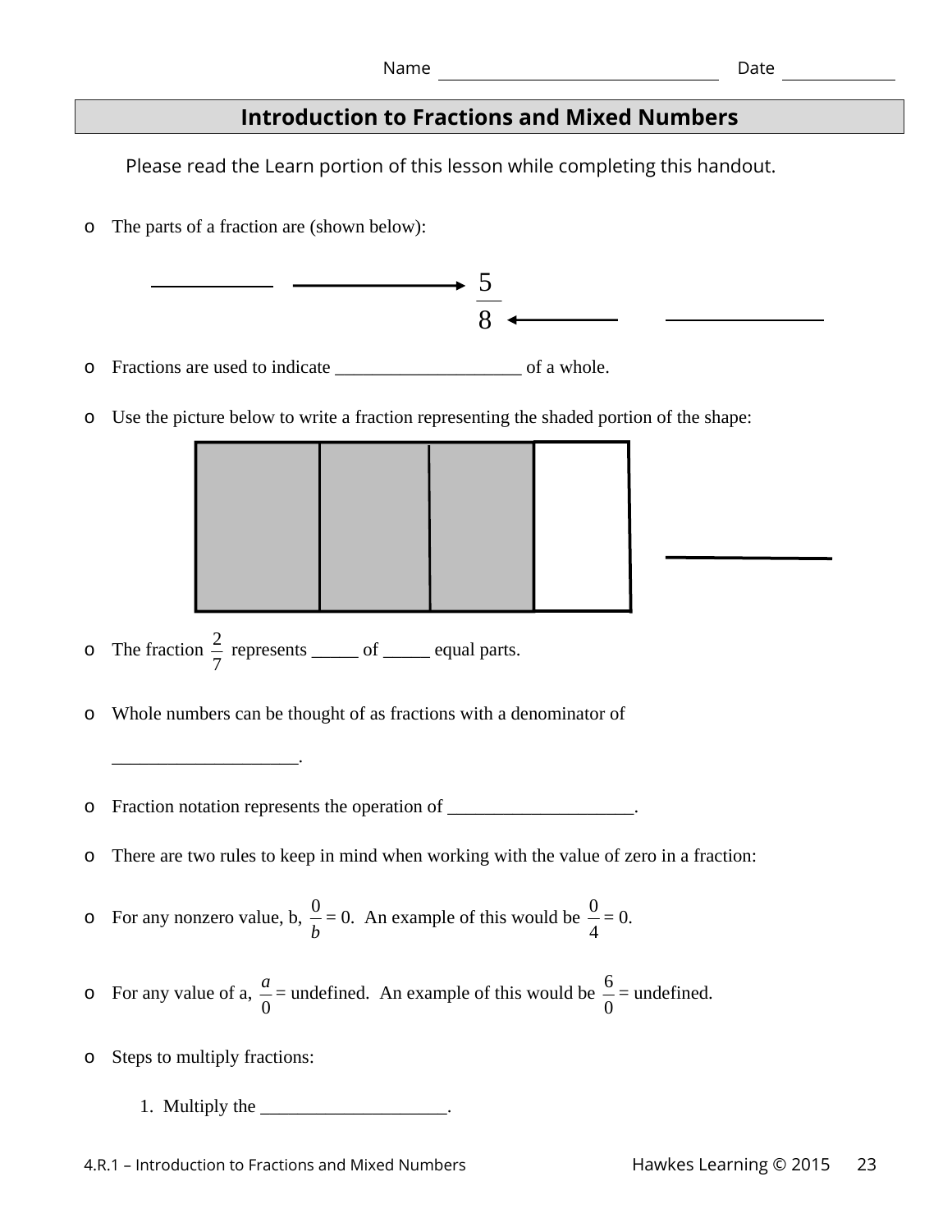Name ______________________ Date __________

## Introduction to Fractions and Mixed Numbers

Please read the Learn portion of this lesson while completing this handout.

- The parts of a fraction are (shown below):

  __________ ⟶ $\frac{5}{8}$ ⟵ __________

- Fractions are used to indicate ____________________ of a whole.

- Use the picture below to write a fraction representing the shaded portion of the shape:

  __________

- The fraction $\frac{2}{7}$ represents _____ of _____ equal parts.

- Whole numbers can be thought of as fractions with a denominator of ____________________.

- Fraction notation represents the operation of ____________________.

- There are two rules to keep in mind when working with the value of zero in a fraction:

- For any nonzero value, b, $\frac{0}{b} = 0$. An example of this would be $\frac{0}{4} = 0$.

- For any value of a, $\frac{a}{0}$ = undefined. An example of this would be $\frac{6}{0}$ = undefined.

- Steps to multiply fractions:

  1. Multiply the ____________________.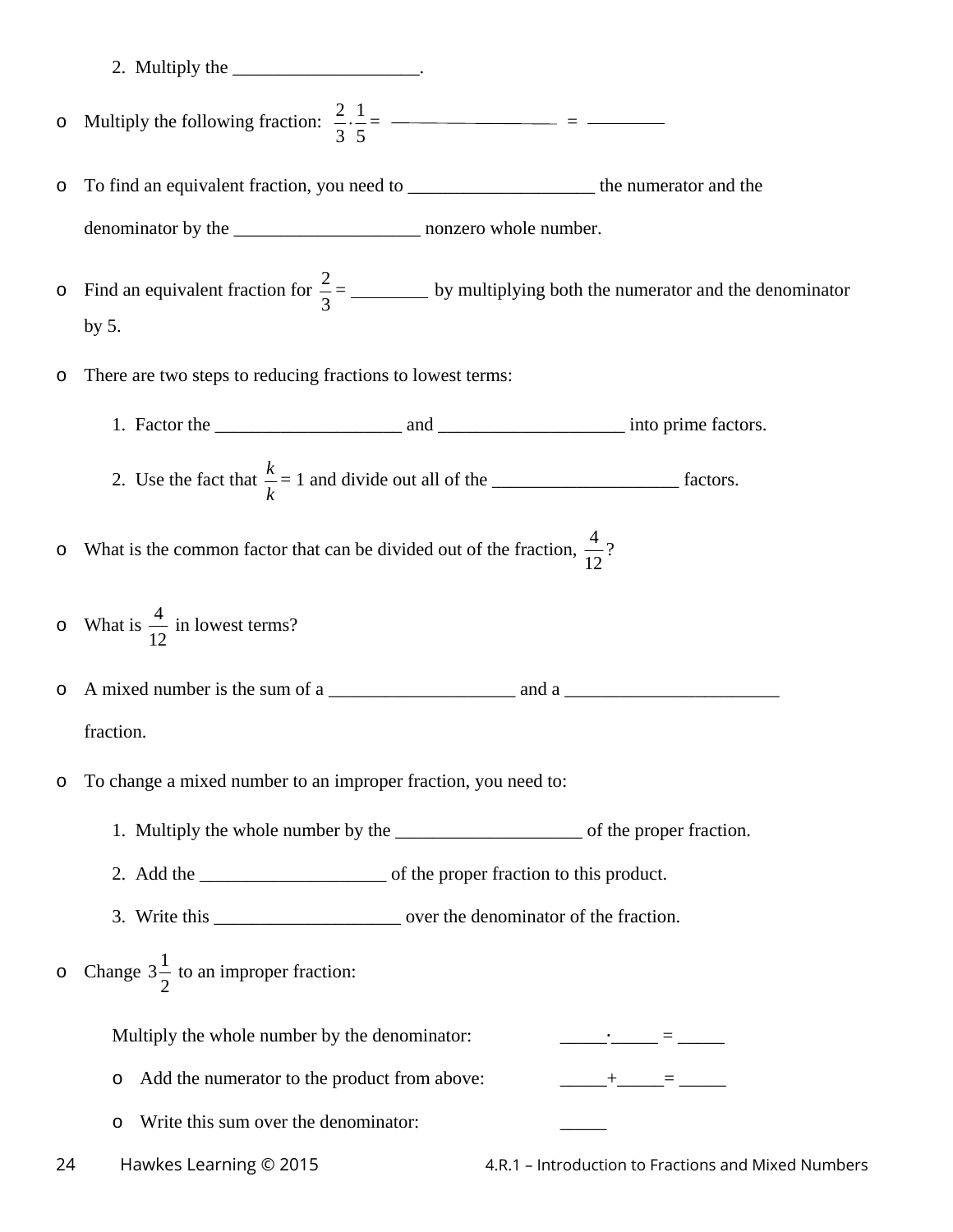2. Multiply the ____________________.

- Multiply the following fraction: $\frac{2}{3} \cdot \frac{1}{5} =$ ____________________ = ________

- To find an equivalent fraction, you need to ____________________ the numerator and the denominator by the ____________________ nonzero whole number.

- Find an equivalent fraction for $\frac{2}{3} =$ ________ by multiplying both the numerator and the denominator by 5.

- There are two steps to reducing fractions to lowest terms:

  1. Factor the ____________________ and ____________________ into prime factors.
  2. Use the fact that $\frac{k}{k} = 1$ and divide out all of the ____________________ factors.

- What is the common factor that can be divided out of the fraction, $\frac{4}{12}$?

- What is $\frac{4}{12}$ in lowest terms?

- A mixed number is the sum of a ____________________ and a _______________________ fraction.

- To change a mixed number to an improper fraction, you need to:

  1. Multiply the whole number by the ____________________ of the proper fraction.
  2. Add the ____________________ of the proper fraction to this product.
  3. Write this ____________________ over the denominator of the fraction.

- Change $3\frac{1}{2}$ to an improper fraction:

  Multiply the whole number by the denominator: _____·_____ = _____

  - Add the numerator to the product from above: _____+_____= _____
  - Write this sum over the denominator: _____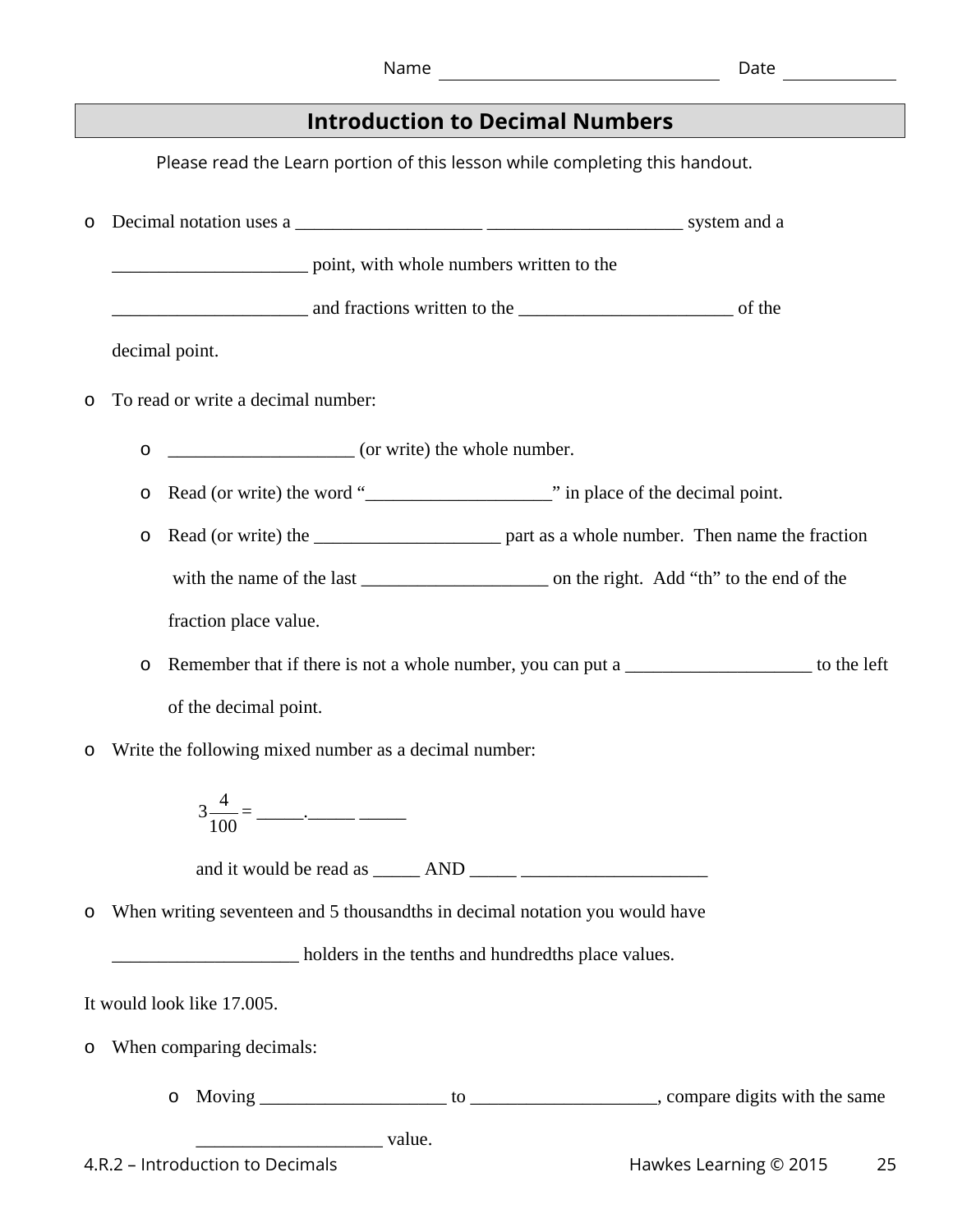Name ______________________________ Date ____________

## Introduction to Decimal Numbers

Please read the Learn portion of this lesson while completing this handout.

- Decimal notation uses a ____________________ _____________________ system and a _____________________ point, with whole numbers written to the _____________________ and fractions written to the _______________________ of the decimal point.
- To read or write a decimal number:
  - ____________________ (or write) the whole number.
  - Read (or write) the word "____________________" in place of the decimal point.
  - Read (or write) the ____________________ part as a whole number. Then name the fraction with the name of the last ____________________ on the right. Add "th" to the end of the fraction place value.
  - Remember that if there is not a whole number, you can put a ____________________ to the left of the decimal point.
- Write the following mixed number as a decimal number:

  $3\frac{4}{100}$ = _____._____ _____

  and it would be read as _____ AND _____ ____________________

- When writing seventeen and 5 thousandths in decimal notation you would have ____________________ holders in the tenths and hundredths place values.

It would look like 17.005.

- When comparing decimals:
  - Moving ____________________ to ____________________, compare digits with the same ____________________ value.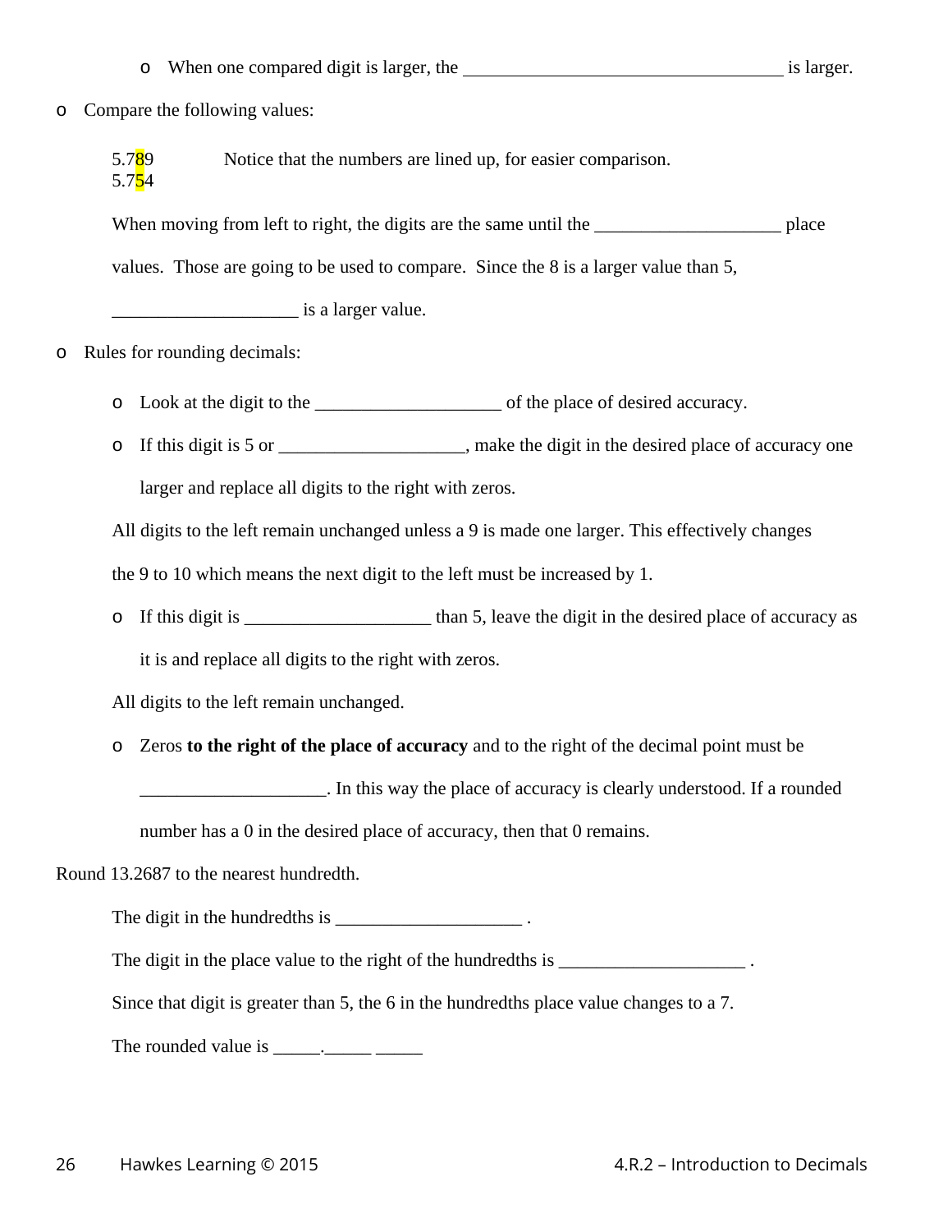- When one compared digit is larger, the ___________________________________ is larger.

- Compare the following values:

  5.789 Notice that the numbers are lined up, for easier comparison.
  5.754

  When moving from left to right, the digits are the same until the ____________________ place values. Those are going to be used to compare. Since the 8 is a larger value than 5, ____________________ is a larger value.

- Rules for rounding decimals:
  - Look at the digit to the ____________________ of the place of desired accuracy.
  - If this digit is 5 or ____________________, make the digit in the desired place of accuracy one larger and replace all digits to the right with zeros.

  All digits to the left remain unchanged unless a 9 is made one larger. This effectively changes the 9 to 10 which means the next digit to the left must be increased by 1.

  - If this digit is ____________________ than 5, leave the digit in the desired place of accuracy as it is and replace all digits to the right with zeros.

  All digits to the left remain unchanged.

  - Zeros **to the right of the place of accuracy** and to the right of the decimal point must be ____________________. In this way the place of accuracy is clearly understood. If a rounded number has a 0 in the desired place of accuracy, then that 0 remains.

Round 13.2687 to the nearest hundredth.

The digit in the hundredths is ____________________ .

The digit in the place value to the right of the hundredths is ____________________ .

Since that digit is greater than 5, the 6 in the hundredths place value changes to a 7.

The rounded value is _____._____ _____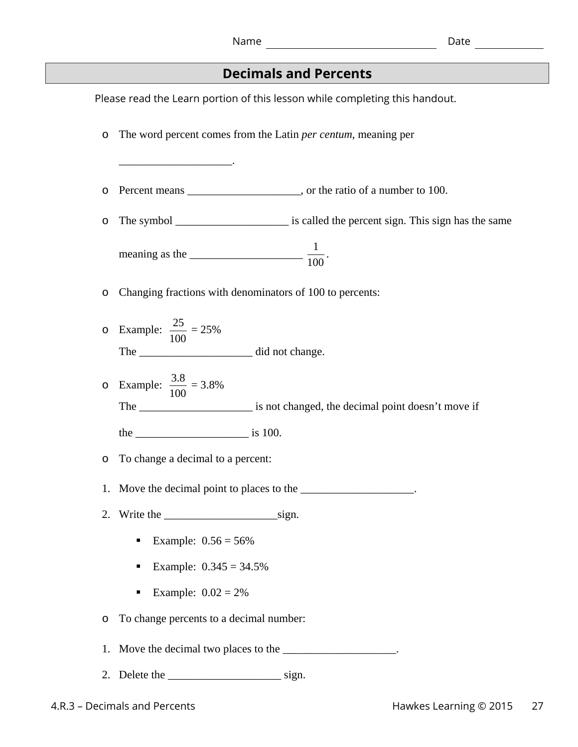Name ______________________________ Date ____________

## Decimals and Percents

Please read the Learn portion of this lesson while completing this handout.

- The word percent comes from the Latin *per centum*, meaning per ____________________.
- Percent means ____________________, or the ratio of a number to 100.
- The symbol ____________________ is called the percent sign. This sign has the same meaning as the ____________________ $\frac{1}{100}$.
- Changing fractions with denominators of 100 to percents:
- Example: $\frac{25}{100} = 25\%$
  The ____________________ did not change.
- Example: $\frac{3.8}{100} = 3.8\%$
  The ____________________ is not changed, the decimal point doesn't move if the ____________________ is 100.
- To change a decimal to a percent:

1. Move the decimal point to places to the ____________________.
2. Write the ____________________sign.
   - Example: 0.56 = 56%
   - Example: 0.345 = 34.5%
   - Example: 0.02 = 2%

- To change percents to a decimal number:

1. Move the decimal two places to the ____________________.
2. Delete the ____________________ sign.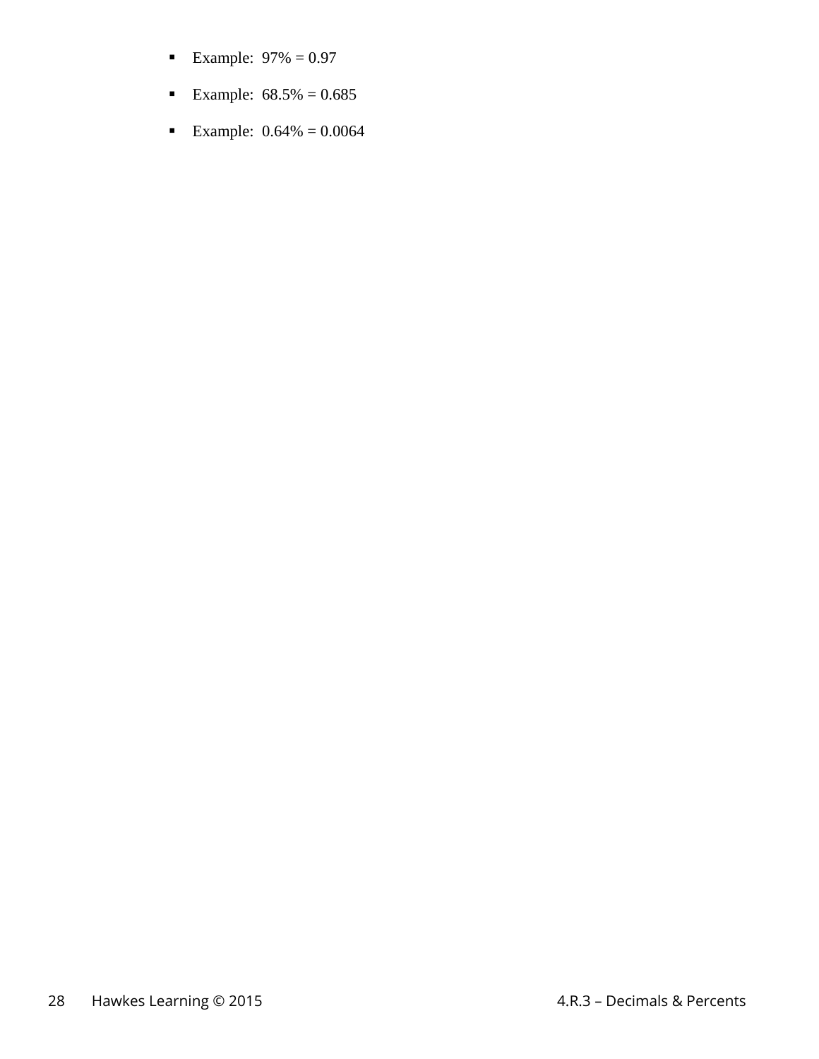- Example: 97% = 0.97
- Example: 68.5% = 0.685
- Example: 0.64% = 0.0064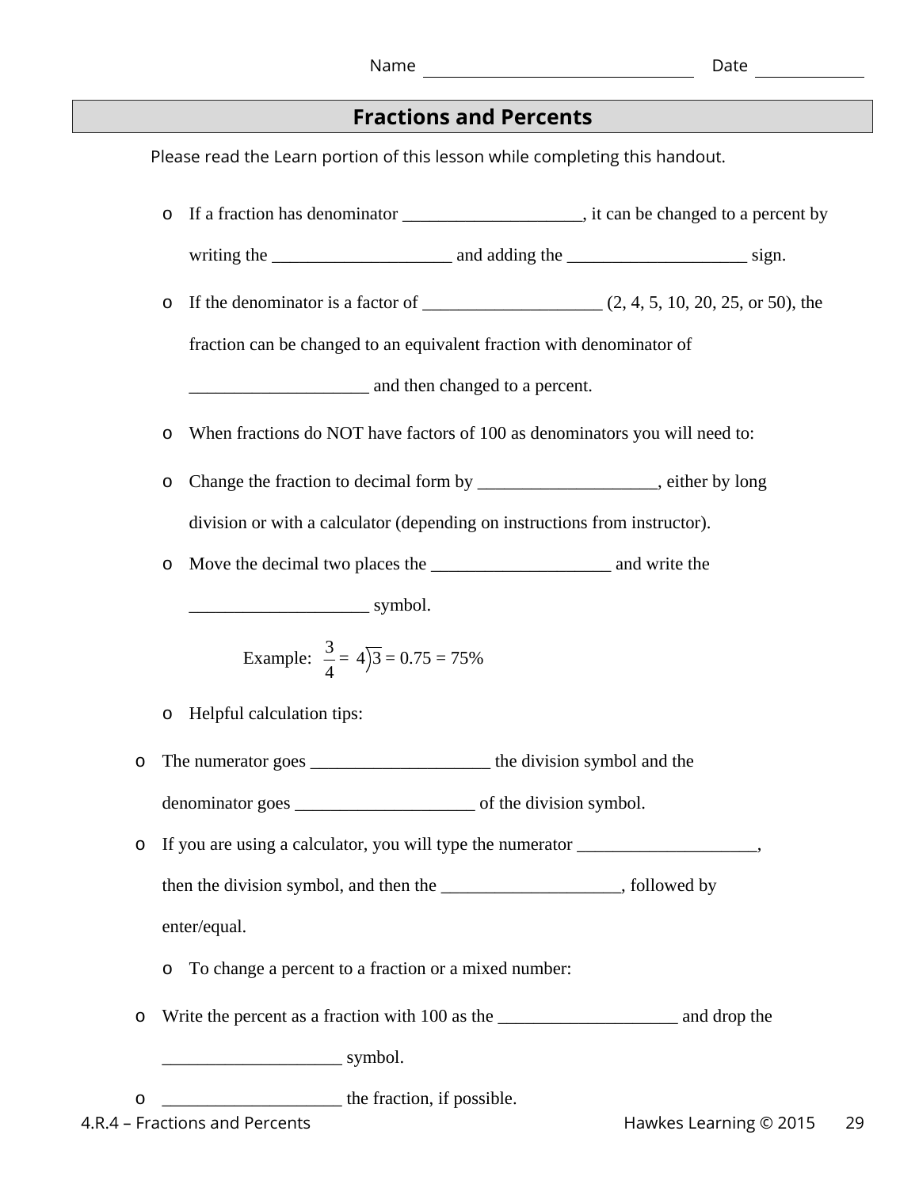Name ______________________________ Date ____________

## Fractions and Percents

Please read the Learn portion of this lesson while completing this handout.

- If a fraction has denominator ____________________, it can be changed to a percent by writing the ____________________ and adding the ____________________ sign.
- If the denominator is a factor of ____________________ (2, 4, 5, 10, 20, 25, or 50), the fraction can be changed to an equivalent fraction with denominator of ____________________ and then changed to a percent.
- When fractions do NOT have factors of 100 as denominators you will need to:
- Change the fraction to decimal form by ____________________, either by long division or with a calculator (depending on instructions from instructor).
- Move the decimal two places the ____________________ and write the ____________________ symbol.

  Example: $\frac{3}{4} = 4\overline{)3} = 0.75 = 75\%$

- Helpful calculation tips:
  - The numerator goes ____________________ the division symbol and the denominator goes ____________________ of the division symbol.
  - If you are using a calculator, you will type the numerator ____________________, then the division symbol, and then the ____________________, followed by enter/equal.
- To change a percent to a fraction or a mixed number:
  - Write the percent as a fraction with 100 as the ____________________ and drop the ____________________ symbol.
  - ____________________ the fraction, if possible.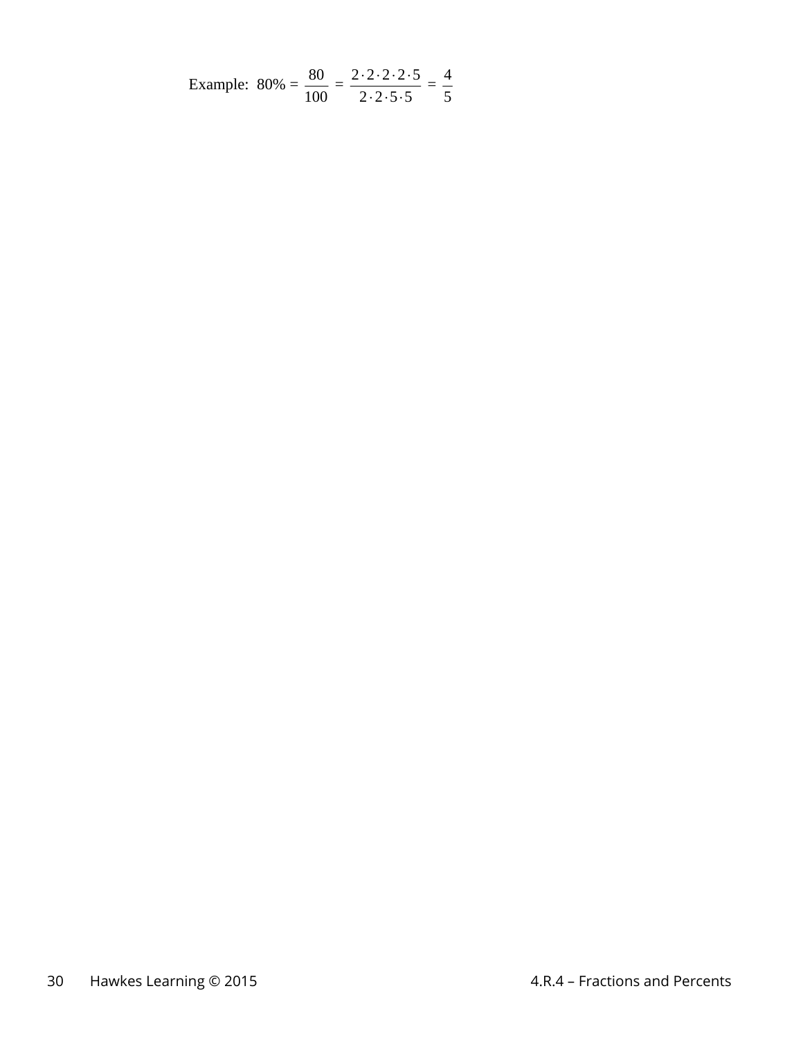Example: $80\% = \dfrac{80}{100} = \dfrac{2 \cdot 2 \cdot 2 \cdot 2 \cdot 5}{2 \cdot 2 \cdot 5 \cdot 5} = \dfrac{4}{5}$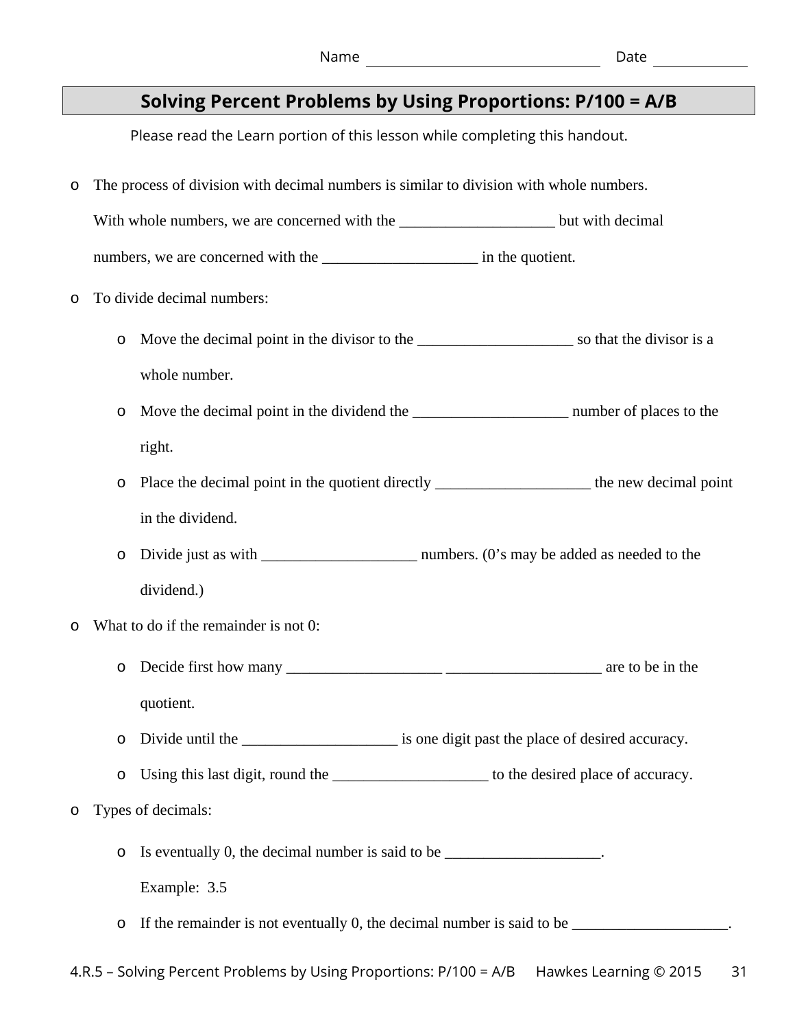Name ______________________ Date ____________

## Solving Percent Problems by Using Proportions: P/100 = A/B

Please read the Learn portion of this lesson while completing this handout.

- The process of division with decimal numbers is similar to division with whole numbers. With whole numbers, we are concerned with the ____________________ but with decimal numbers, we are concerned with the ____________________ in the quotient.
- To divide decimal numbers:
  - Move the decimal point in the divisor to the ____________________ so that the divisor is a whole number.
  - Move the decimal point in the dividend the ____________________ number of places to the right.
  - Place the decimal point in the quotient directly ____________________ the new decimal point in the dividend.
  - Divide just as with ____________________ numbers. (0's may be added as needed to the dividend.)
- What to do if the remainder is not 0:
  - Decide first how many ____________________ ____________________ are to be in the quotient.
  - Divide until the ____________________ is one digit past the place of desired accuracy.
  - Using this last digit, round the ____________________ to the desired place of accuracy.
- Types of decimals:
  - Is eventually 0, the decimal number is said to be ____________________.

    Example: 3.5
  - If the remainder is not eventually 0, the decimal number is said to be ____________________.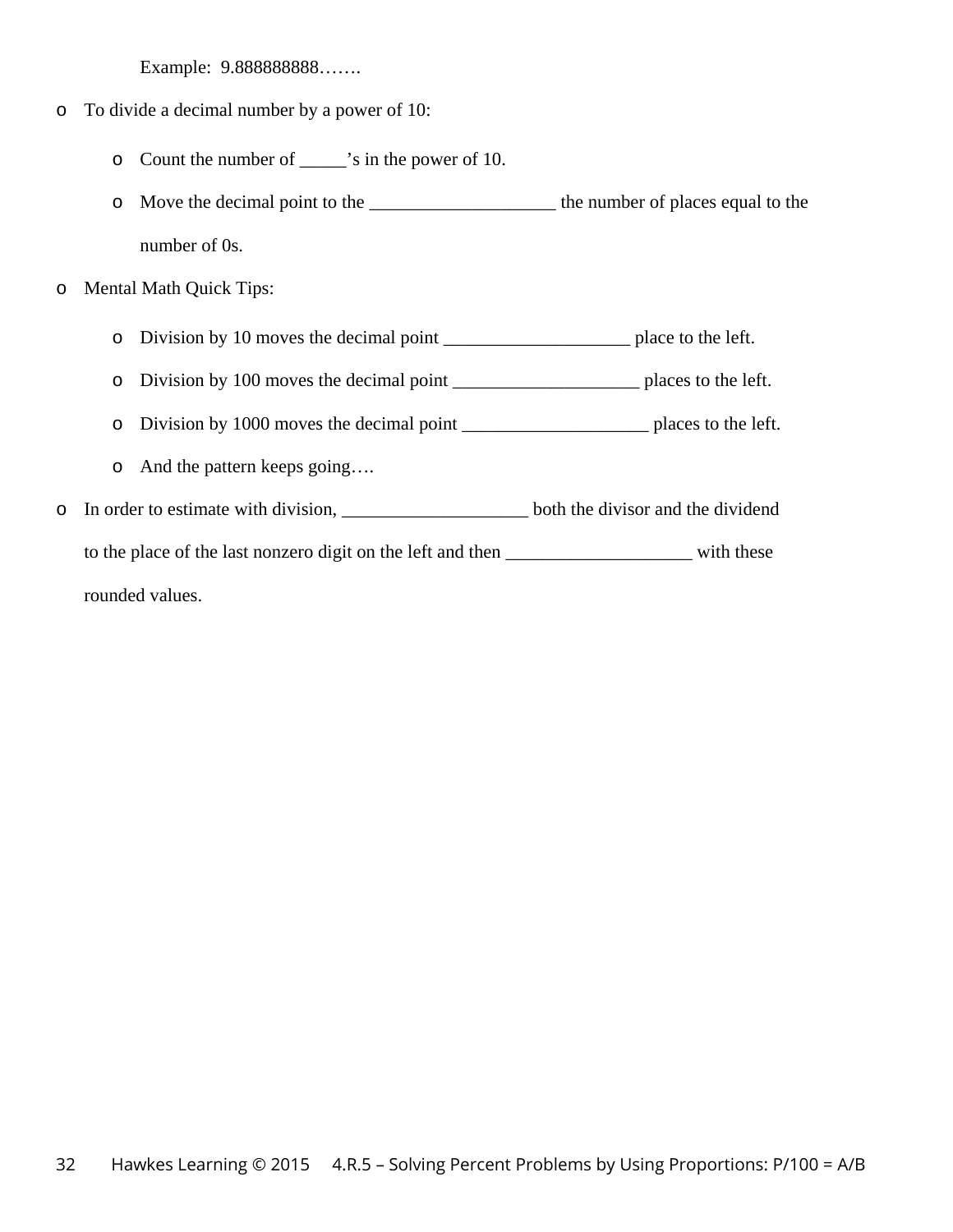Example: 9.888888888…….

- To divide a decimal number by a power of 10:
  - Count the number of _____'s in the power of 10.
  - Move the decimal point to the ____________________ the number of places equal to the number of 0s.
- Mental Math Quick Tips:
  - Division by 10 moves the decimal point ____________________ place to the left.
  - Division by 100 moves the decimal point ____________________ places to the left.
  - Division by 1000 moves the decimal point ____________________ places to the left.
  - And the pattern keeps going….
- In order to estimate with division, ____________________ both the divisor and the dividend to the place of the last nonzero digit on the left and then ____________________ with these rounded values.